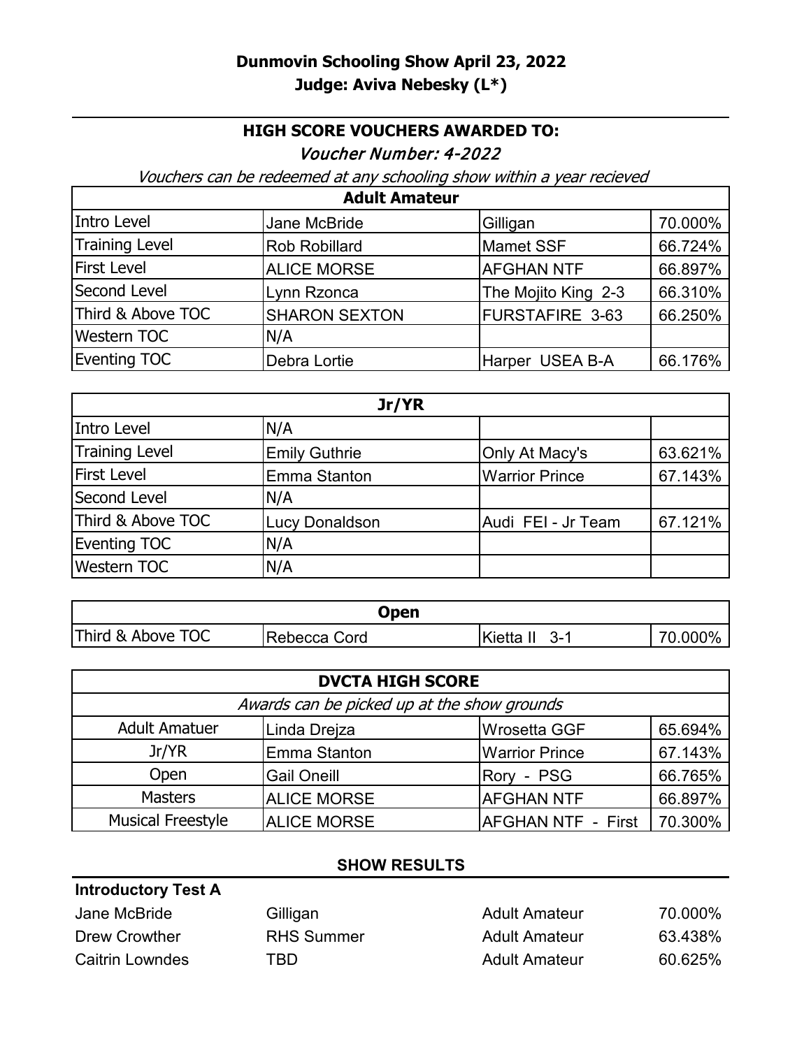# Dunmovin Schooling Show April 23, 2022

## Judge: Aviva Nebesky (L*)

### HIGH SCORE VOUCHERS AWARDED TO:

*Voucher Number: 4-2022*

*Vouchers can be redeemed at any schooling show within a year recieved*

| Adult Amateur | | | |
|---|---|---|---|
| Intro Level | Jane McBride | Gilligan | 70.000% |
| Training Level | Rob Robillard | Mamet SSF | 66.724% |
| First Level | ALICE MORSE | AFGHAN NTF | 66.897% |
| Second Level | Lynn Rzonca | The Mojito King 2-3 | 66.310% |
| Third & Above TOC | SHARON SEXTON | FURSTAFIRE 3-63 | 66.250% |
| Western TOC | N/A | | |
| Eventing TOC | Debra Lortie | Harper USEA B-A | 66.176% |

| Jr/YR | | | |
|---|---|---|---|
| Intro Level | N/A | | |
| Training Level | Emily Guthrie | Only At Macy's | 63.621% |
| First Level | Emma Stanton | Warrior Prince | 67.143% |
| Second Level | N/A | | |
| Third & Above TOC | Lucy Donaldson | Audi FEI - Jr Team | 67.121% |
| Eventing TOC | N/A | | |
| Western TOC | N/A | | |

| Open | | | |
|---|---|---|---|
| Third & Above TOC | Rebecca Cord | Kietta II 3-1 | 70.000% |

| DVCTA HIGH SCORE | | | |
|---|---|---|---|
| *Awards can be picked up at the show grounds* | | | |
| Adult Amatuer | Linda Drejza | Wrosetta GGF | 65.694% |
| Jr/YR | Emma Stanton | Warrior Prince | 67.143% |
| Open | Gail Oneill | Rory - PSG | 66.765% |
| Masters | ALICE MORSE | AFGHAN NTF | 66.897% |
| Musical Freestyle | ALICE MORSE | AFGHAN NTF - First | 70.300% |

### SHOW RESULTS

**Introductory Test A**

| | | | |
|---|---|---|---|
| Jane McBride | Gilligan | Adult Amateur | 70.000% |
| Drew Crowther | RHS Summer | Adult Amateur | 63.438% |
| Caitrin Lowndes | TBD | Adult Amateur | 60.625% |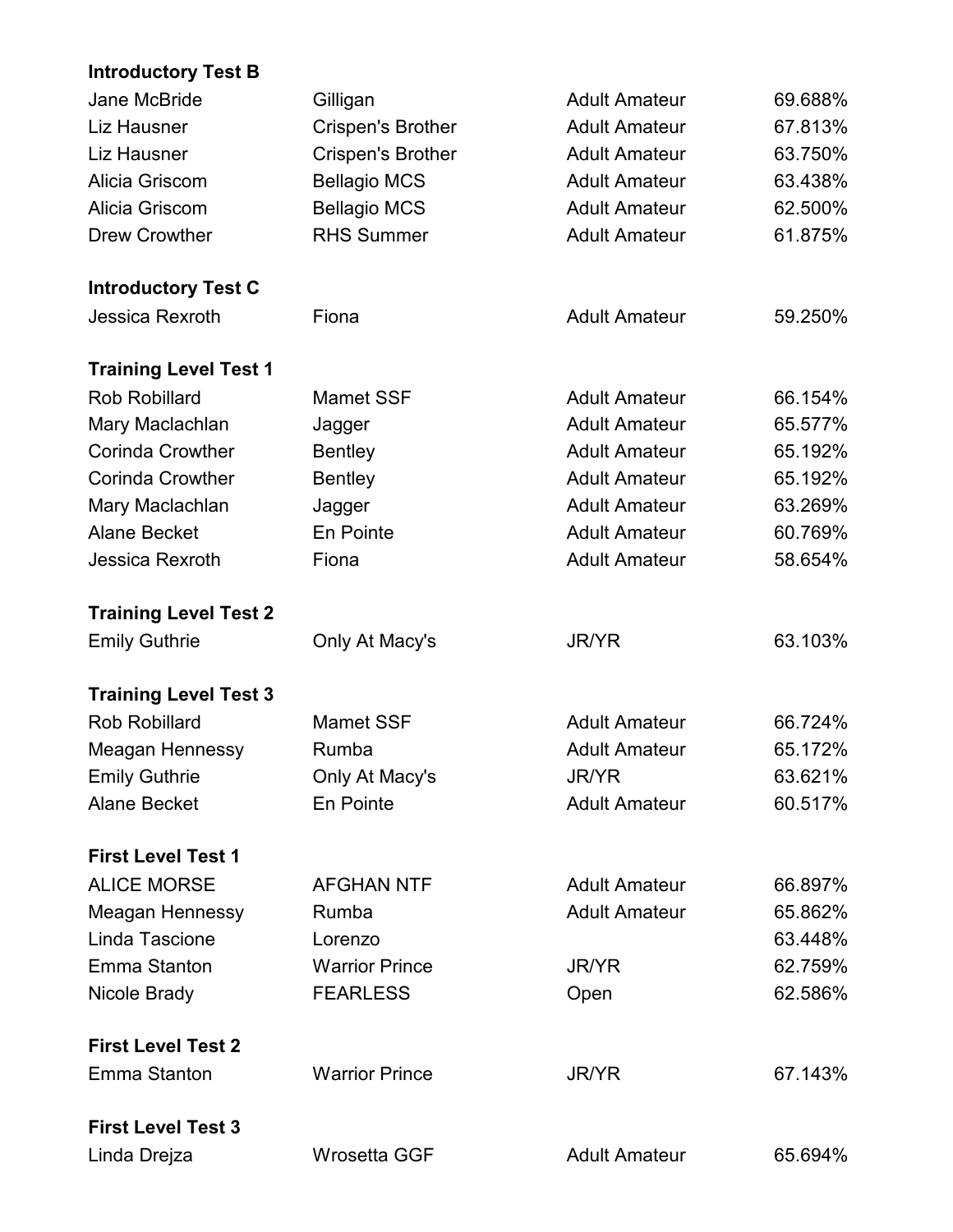**Introductory Test B**

| | | | |
|---|---|---|---|
| Jane McBride | Gilligan | Adult Amateur | 69.688% |
| Liz Hausner | Crispen's Brother | Adult Amateur | 67.813% |
| Liz Hausner | Crispen's Brother | Adult Amateur | 63.750% |
| Alicia Griscom | Bellagio MCS | Adult Amateur | 63.438% |
| Alicia Griscom | Bellagio MCS | Adult Amateur | 62.500% |
| Drew Crowther | RHS Summer | Adult Amateur | 61.875% |

**Introductory Test C**

| | | | |
|---|---|---|---|
| Jessica Rexroth | Fiona | Adult Amateur | 59.250% |

**Training Level Test 1**

| | | | |
|---|---|---|---|
| Rob Robillard | Mamet SSF | Adult Amateur | 66.154% |
| Mary Maclachlan | Jagger | Adult Amateur | 65.577% |
| Corinda Crowther | Bentley | Adult Amateur | 65.192% |
| Corinda Crowther | Bentley | Adult Amateur | 65.192% |
| Mary Maclachlan | Jagger | Adult Amateur | 63.269% |
| Alane Becket | En Pointe | Adult Amateur | 60.769% |
| Jessica Rexroth | Fiona | Adult Amateur | 58.654% |

**Training Level Test 2**

| | | | |
|---|---|---|---|
| Emily Guthrie | Only At Macy's | JR/YR | 63.103% |

**Training Level Test 3**

| | | | |
|---|---|---|---|
| Rob Robillard | Mamet SSF | Adult Amateur | 66.724% |
| Meagan Hennessy | Rumba | Adult Amateur | 65.172% |
| Emily Guthrie | Only At Macy's | JR/YR | 63.621% |
| Alane Becket | En Pointe | Adult Amateur | 60.517% |

**First Level Test 1**

| | | | |
|---|---|---|---|
| ALICE MORSE | AFGHAN NTF | Adult Amateur | 66.897% |
| Meagan Hennessy | Rumba | Adult Amateur | 65.862% |
| Linda Tascione | Lorenzo | | 63.448% |
| Emma Stanton | Warrior Prince | JR/YR | 62.759% |
| Nicole Brady | FEARLESS | Open | 62.586% |

**First Level Test 2**

| | | | |
|---|---|---|---|
| Emma Stanton | Warrior Prince | JR/YR | 67.143% |

**First Level Test 3**

| | | | |
|---|---|---|---|
| Linda Drejza | Wrosetta GGF | Adult Amateur | 65.694% |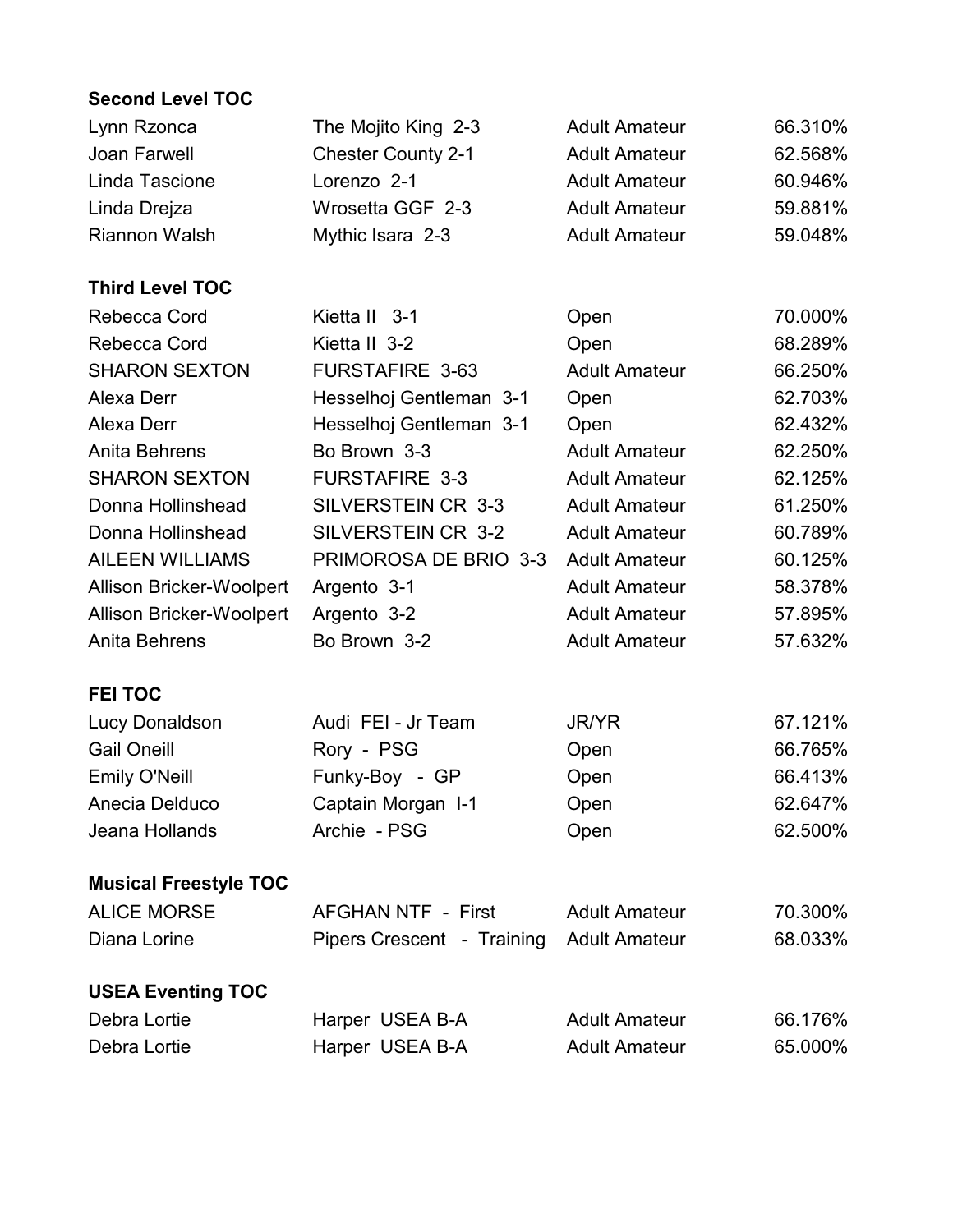**Second Level TOC**

| | | | |
|---|---|---|---|
| Lynn Rzonca | The Mojito King 2-3 | Adult Amateur | 66.310% |
| Joan Farwell | Chester County 2-1 | Adult Amateur | 62.568% |
| Linda Tascione | Lorenzo 2-1 | Adult Amateur | 60.946% |
| Linda Drejza | Wrosetta GGF 2-3 | Adult Amateur | 59.881% |
| Riannon Walsh | Mythic Isara 2-3 | Adult Amateur | 59.048% |

**Third Level TOC**

| | | | |
|---|---|---|---|
| Rebecca Cord | Kietta II 3-1 | Open | 70.000% |
| Rebecca Cord | Kietta II 3-2 | Open | 68.289% |
| SHARON SEXTON | FURSTAFIRE 3-63 | Adult Amateur | 66.250% |
| Alexa Derr | Hesselhoj Gentleman 3-1 | Open | 62.703% |
| Alexa Derr | Hesselhoj Gentleman 3-1 | Open | 62.432% |
| Anita Behrens | Bo Brown 3-3 | Adult Amateur | 62.250% |
| SHARON SEXTON | FURSTAFIRE 3-3 | Adult Amateur | 62.125% |
| Donna Hollinshead | SILVERSTEIN CR 3-3 | Adult Amateur | 61.250% |
| Donna Hollinshead | SILVERSTEIN CR 3-2 | Adult Amateur | 60.789% |
| AILEEN WILLIAMS | PRIMOROSA DE BRIO 3-3 | Adult Amateur | 60.125% |
| Allison Bricker-Woolpert | Argento 3-1 | Adult Amateur | 58.378% |
| Allison Bricker-Woolpert | Argento 3-2 | Adult Amateur | 57.895% |
| Anita Behrens | Bo Brown 3-2 | Adult Amateur | 57.632% |

**FEI TOC**

| | | | |
|---|---|---|---|
| Lucy Donaldson | Audi FEI - Jr Team | JR/YR | 67.121% |
| Gail Oneill | Rory - PSG | Open | 66.765% |
| Emily O'Neill | Funky-Boy - GP | Open | 66.413% |
| Anecia Delduco | Captain Morgan I-1 | Open | 62.647% |
| Jeana Hollands | Archie - PSG | Open | 62.500% |

**Musical Freestyle TOC**

| | | | |
|---|---|---|---|
| ALICE MORSE | AFGHAN NTF - First | Adult Amateur | 70.300% |
| Diana Lorine | Pipers Crescent - Training | Adult Amateur | 68.033% |

**USEA Eventing TOC**

| | | | |
|---|---|---|---|
| Debra Lortie | Harper USEA B-A | Adult Amateur | 66.176% |
| Debra Lortie | Harper USEA B-A | Adult Amateur | 65.000% |